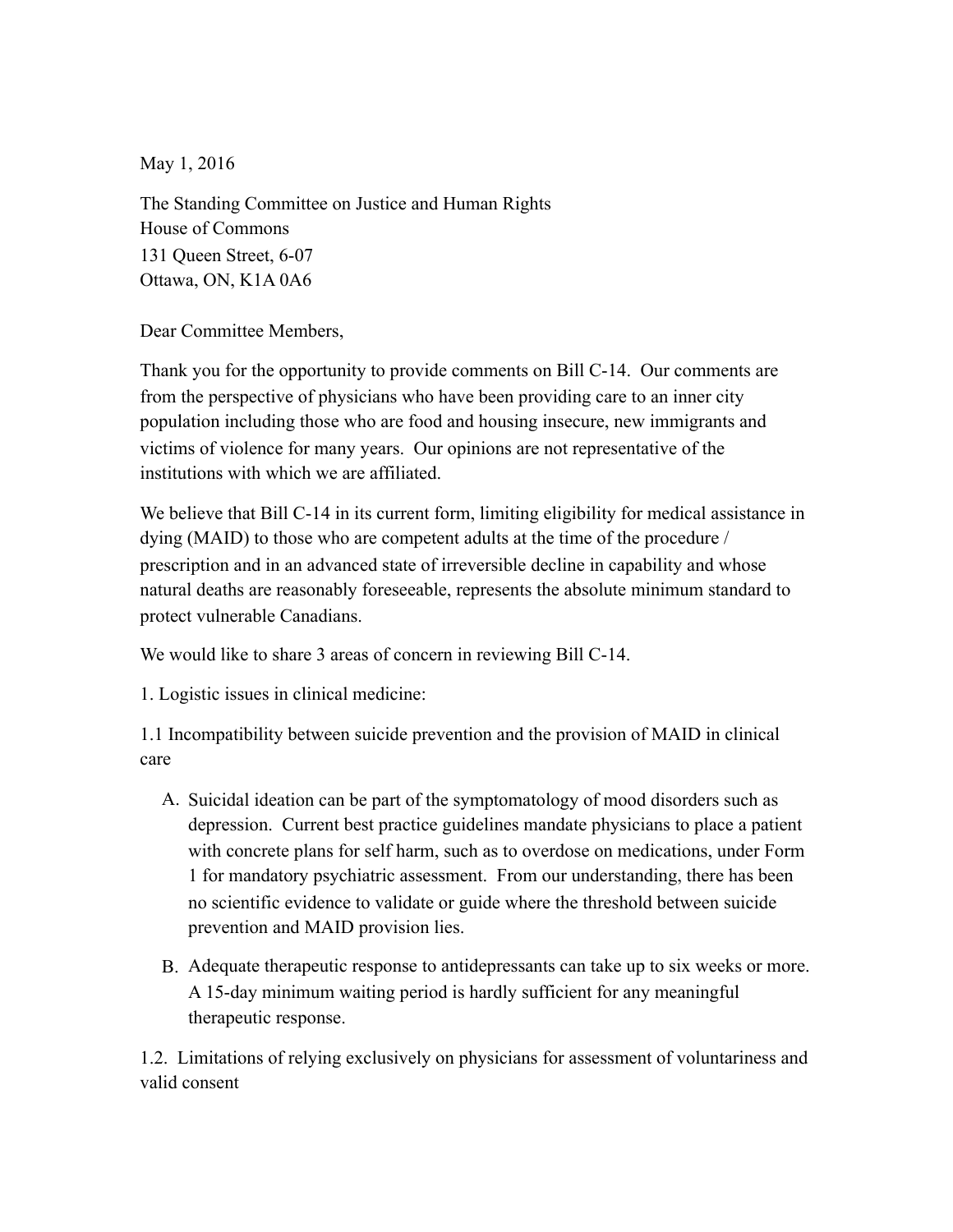May 1, 2016

The Standing Committee on Justice and Human Rights
House of Commons
131 Queen Street, 6-07
Ottawa, ON, K1A 0A6

Dear Committee Members,

Thank you for the opportunity to provide comments on Bill C-14. Our comments are from the perspective of physicians who have been providing care to an inner city population including those who are food and housing insecure, new immigrants and victims of violence for many years. Our opinions are not representative of the institutions with which we are affiliated.

We believe that Bill C-14 in its current form, limiting eligibility for medical assistance in dying (MAID) to those who are competent adults at the time of the procedure / prescription and in an advanced state of irreversible decline in capability and whose natural deaths are reasonably foreseeable, represents the absolute minimum standard to protect vulnerable Canadians.

We would like to share 3 areas of concern in reviewing Bill C-14.

1. Logistic issues in clinical medicine:

1.1 Incompatibility between suicide prevention and the provision of MAID in clinical care

A. Suicidal ideation can be part of the symptomatology of mood disorders such as depression. Current best practice guidelines mandate physicians to place a patient with concrete plans for self harm, such as to overdose on medications, under Form 1 for mandatory psychiatric assessment. From our understanding, there has been no scientific evidence to validate or guide where the threshold between suicide prevention and MAID provision lies.

B. Adequate therapeutic response to antidepressants can take up to six weeks or more. A 15-day minimum waiting period is hardly sufficient for any meaningful therapeutic response.

1.2. Limitations of relying exclusively on physicians for assessment of voluntariness and valid consent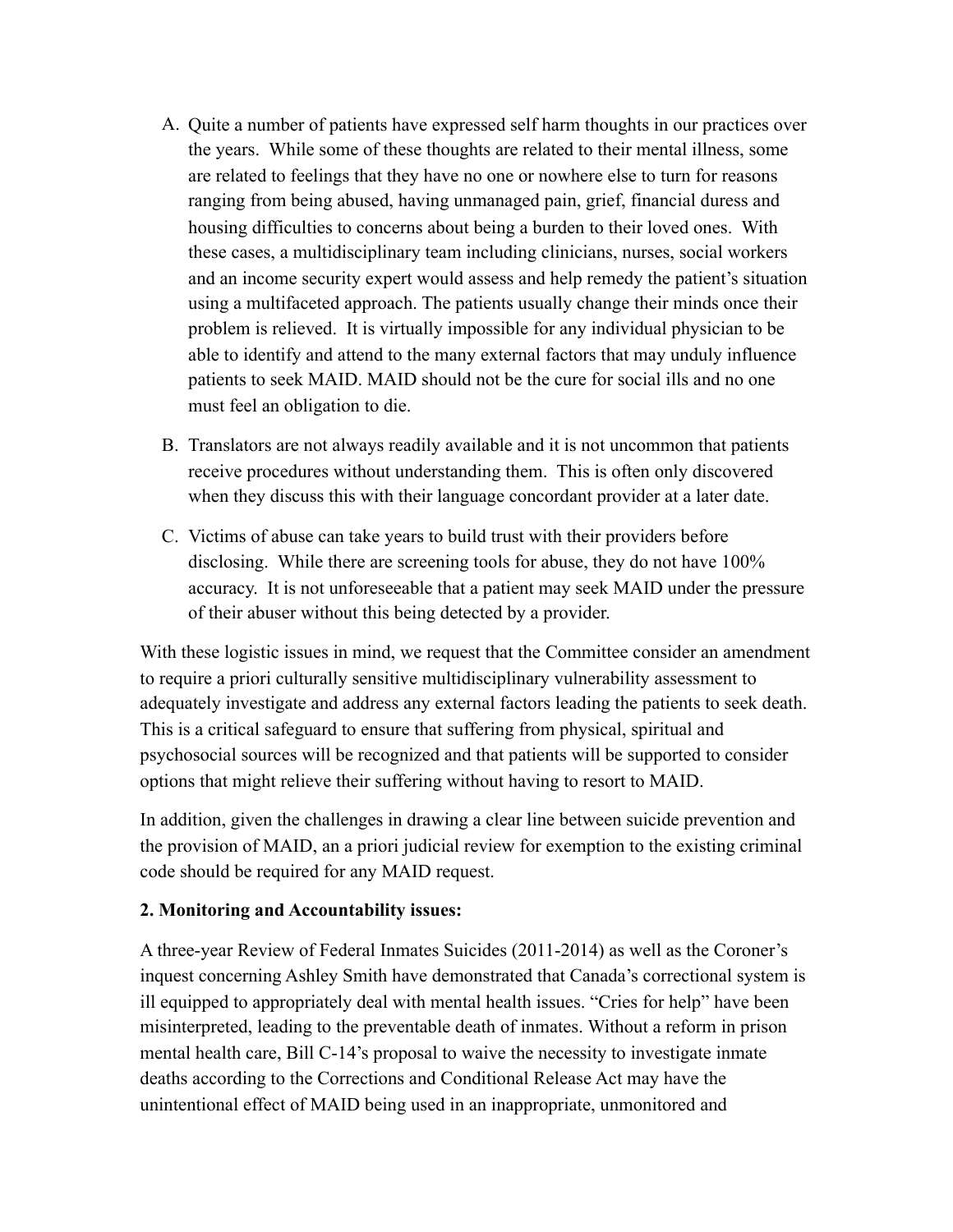A. Quite a number of patients have expressed self harm thoughts in our practices over the years. While some of these thoughts are related to their mental illness, some are related to feelings that they have no one or nowhere else to turn for reasons ranging from being abused, having unmanaged pain, grief, financial duress and housing difficulties to concerns about being a burden to their loved ones. With these cases, a multidisciplinary team including clinicians, nurses, social workers and an income security expert would assess and help remedy the patient's situation using a multifaceted approach. The patients usually change their minds once their problem is relieved. It is virtually impossible for any individual physician to be able to identify and attend to the many external factors that may unduly influence patients to seek MAID. MAID should not be the cure for social ills and no one must feel an obligation to die.

B. Translators are not always readily available and it is not uncommon that patients receive procedures without understanding them. This is often only discovered when they discuss this with their language concordant provider at a later date.

C. Victims of abuse can take years to build trust with their providers before disclosing. While there are screening tools for abuse, they do not have 100% accuracy. It is not unforeseeable that a patient may seek MAID under the pressure of their abuser without this being detected by a provider.

With these logistic issues in mind, we request that the Committee consider an amendment to require a priori culturally sensitive multidisciplinary vulnerability assessment to adequately investigate and address any external factors leading the patients to seek death. This is a critical safeguard to ensure that suffering from physical, spiritual and psychosocial sources will be recognized and that patients will be supported to consider options that might relieve their suffering without having to resort to MAID.

In addition, given the challenges in drawing a clear line between suicide prevention and the provision of MAID, an a priori judicial review for exemption to the existing criminal code should be required for any MAID request.

**2. Monitoring and Accountability issues:**

A three-year Review of Federal Inmates Suicides (2011-2014) as well as the Coroner's inquest concerning Ashley Smith have demonstrated that Canada's correctional system is ill equipped to appropriately deal with mental health issues. "Cries for help" have been misinterpreted, leading to the preventable death of inmates. Without a reform in prison mental health care, Bill C-14's proposal to waive the necessity to investigate inmate deaths according to the Corrections and Conditional Release Act may have the unintentional effect of MAID being used in an inappropriate, unmonitored and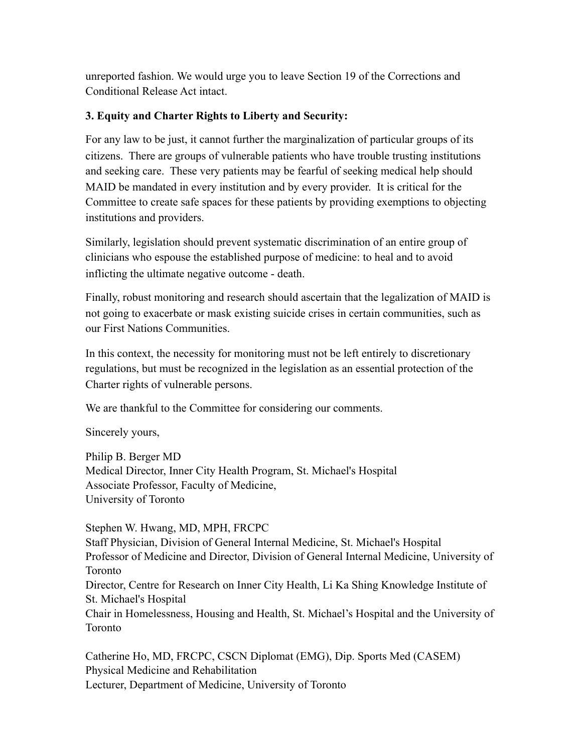unreported fashion. We would urge you to leave Section 19 of the Corrections and Conditional Release Act intact.

**3. Equity and Charter Rights to Liberty and Security:**

For any law to be just, it cannot further the marginalization of particular groups of its citizens. There are groups of vulnerable patients who have trouble trusting institutions and seeking care. These very patients may be fearful of seeking medical help should MAID be mandated in every institution and by every provider. It is critical for the Committee to create safe spaces for these patients by providing exemptions to objecting institutions and providers.

Similarly, legislation should prevent systematic discrimination of an entire group of clinicians who espouse the established purpose of medicine: to heal and to avoid inflicting the ultimate negative outcome - death.

Finally, robust monitoring and research should ascertain that the legalization of MAID is not going to exacerbate or mask existing suicide crises in certain communities, such as our First Nations Communities.

In this context, the necessity for monitoring must not be left entirely to discretionary regulations, but must be recognized in the legislation as an essential protection of the Charter rights of vulnerable persons.

We are thankful to the Committee for considering our comments.

Sincerely yours,

Philip B. Berger MD
Medical Director, Inner City Health Program, St. Michael's Hospital
Associate Professor, Faculty of Medicine,
University of Toronto

Stephen W. Hwang, MD, MPH, FRCPC
Staff Physician, Division of General Internal Medicine, St. Michael's Hospital
Professor of Medicine and Director, Division of General Internal Medicine, University of Toronto
Director, Centre for Research on Inner City Health, Li Ka Shing Knowledge Institute of St. Michael's Hospital
Chair in Homelessness, Housing and Health, St. Michael's Hospital and the University of Toronto

Catherine Ho, MD, FRCPC, CSCN Diplomat (EMG), Dip. Sports Med (CASEM)
Physical Medicine and Rehabilitation
Lecturer, Department of Medicine, University of Toronto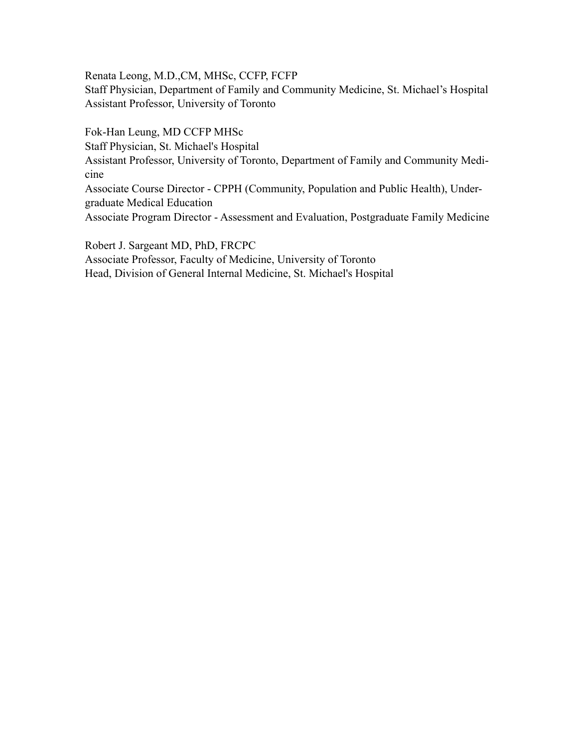Renata Leong, M.D.,CM, MHSc, CCFP, FCFP
Staff Physician, Department of Family and Community Medicine, St. Michael's Hospital
Assistant Professor, University of Toronto

Fok-Han Leung, MD CCFP MHSc
Staff Physician, St. Michael's Hospital
Assistant Professor, University of Toronto, Department of Family and Community Medicine
Associate Course Director - CPPH (Community, Population and Public Health), Undergraduate Medical Education
Associate Program Director - Assessment and Evaluation, Postgraduate Family Medicine

Robert J. Sargeant MD, PhD, FRCPC
Associate Professor, Faculty of Medicine, University of Toronto
Head, Division of General Internal Medicine, St. Michael's Hospital